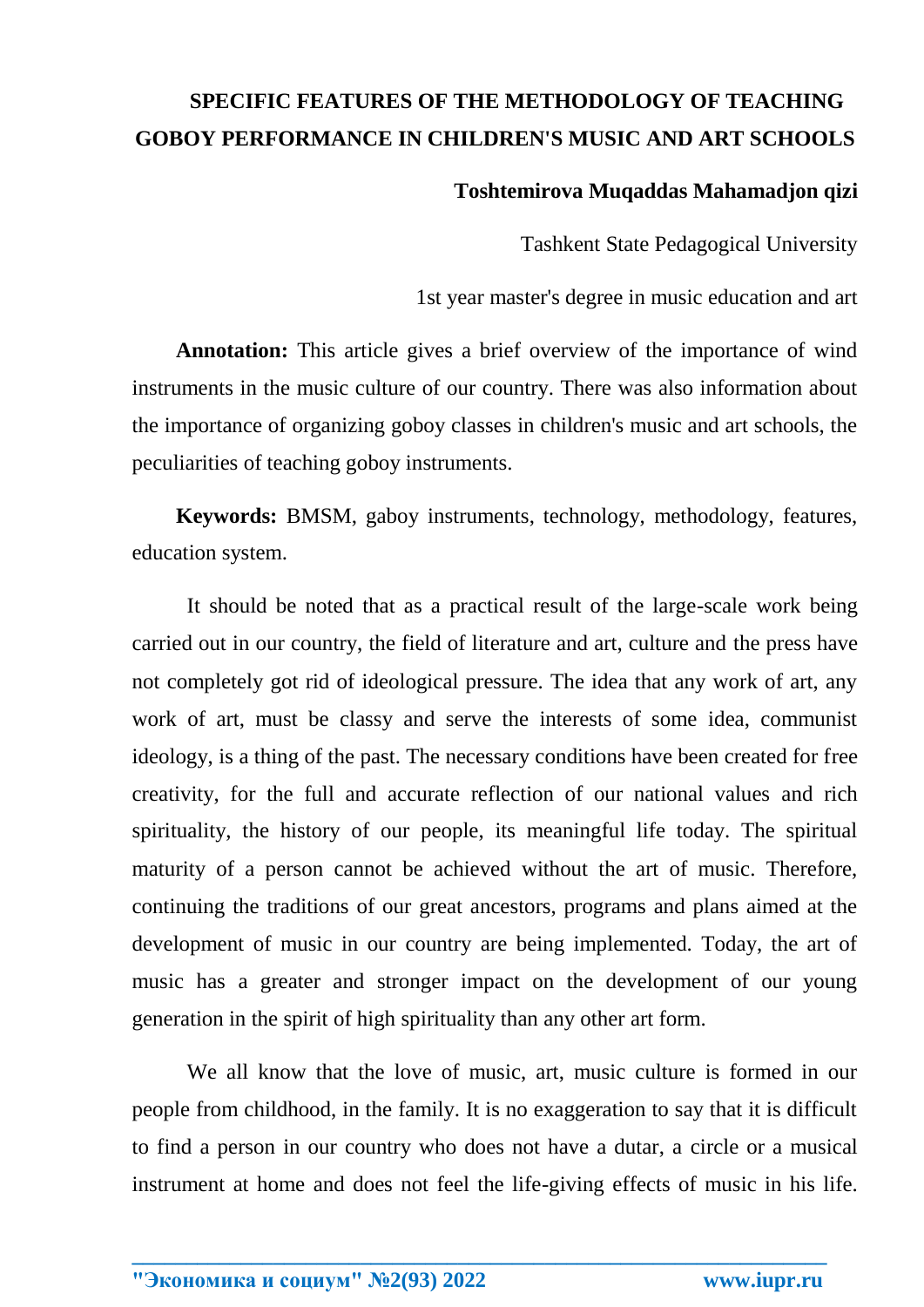# SPECIFIC FEATURES OF THE METHODOLOGY OF TEACHING GOBOY PERFORMANCE IN CHILDREN'S MUSIC AND ART SCHOOLS

**Toshtemirova Muqaddas Mahamadjon qizi**

Tashkent State Pedagogical University

1st year master's degree in music education and art

**Annotation:** This article gives a brief overview of the importance of wind instruments in the music culture of our country. There was also information about the importance of organizing goboy classes in children's music and art schools, the peculiarities of teaching goboy instruments.

**Keywords:** BMSM, gaboy instruments, technology, methodology, features, education system.

It should be noted that as a practical result of the large-scale work being carried out in our country, the field of literature and art, culture and the press have not completely got rid of ideological pressure. The idea that any work of art, any work of art, must be classy and serve the interests of some idea, communist ideology, is a thing of the past. The necessary conditions have been created for free creativity, for the full and accurate reflection of our national values and rich spirituality, the history of our people, its meaningful life today. The spiritual maturity of a person cannot be achieved without the art of music. Therefore, continuing the traditions of our great ancestors, programs and plans aimed at the development of music in our country are being implemented. Today, the art of music has a greater and stronger impact on the development of our young generation in the spirit of high spirituality than any other art form.

We all know that the love of music, art, music culture is formed in our people from childhood, in the family. It is no exaggeration to say that it is difficult to find a person in our country who does not have a dutar, a circle or a musical instrument at home and does not feel the life-giving effects of music in his life.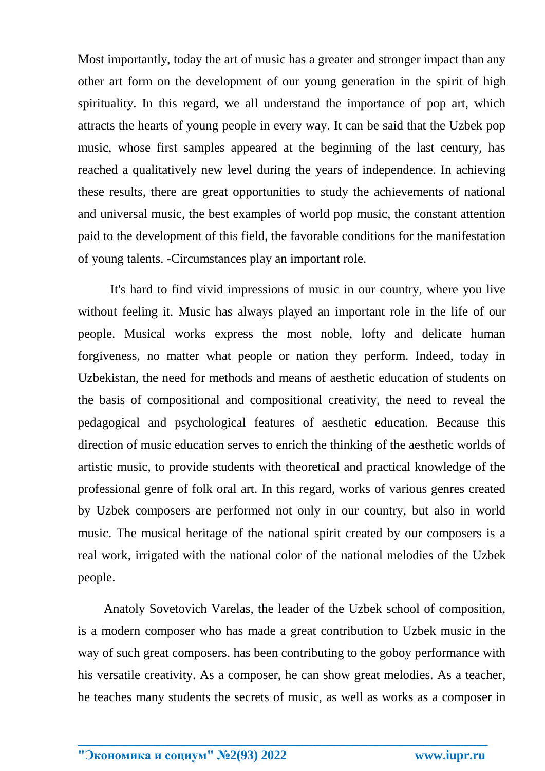Most importantly, today the art of music has a greater and stronger impact than any other art form on the development of our young generation in the spirit of high spirituality. In this regard, we all understand the importance of pop art, which attracts the hearts of young people in every way. It can be said that the Uzbek pop music, whose first samples appeared at the beginning of the last century, has reached a qualitatively new level during the years of independence. In achieving these results, there are great opportunities to study the achievements of national and universal music, the best examples of world pop music, the constant attention paid to the development of this field, the favorable conditions for the manifestation of young talents. -Circumstances play an important role.

It's hard to find vivid impressions of music in our country, where you live without feeling it. Music has always played an important role in the life of our people. Musical works express the most noble, lofty and delicate human forgiveness, no matter what people or nation they perform. Indeed, today in Uzbekistan, the need for methods and means of aesthetic education of students on the basis of compositional and compositional creativity, the need to reveal the pedagogical and psychological features of aesthetic education. Because this direction of music education serves to enrich the thinking of the aesthetic worlds of artistic music, to provide students with theoretical and practical knowledge of the professional genre of folk oral art. In this regard, works of various genres created by Uzbek composers are performed not only in our country, but also in world music. The musical heritage of the national spirit created by our composers is a real work, irrigated with the national color of the national melodies of the Uzbek people.

Anatoly Sovetovich Varelas, the leader of the Uzbek school of composition, is a modern composer who has made a great contribution to Uzbek music in the way of such great composers. has been contributing to the goboy performance with his versatile creativity. As a composer, he can show great melodies. As a teacher, he teaches many students the secrets of music, as well as works as a composer in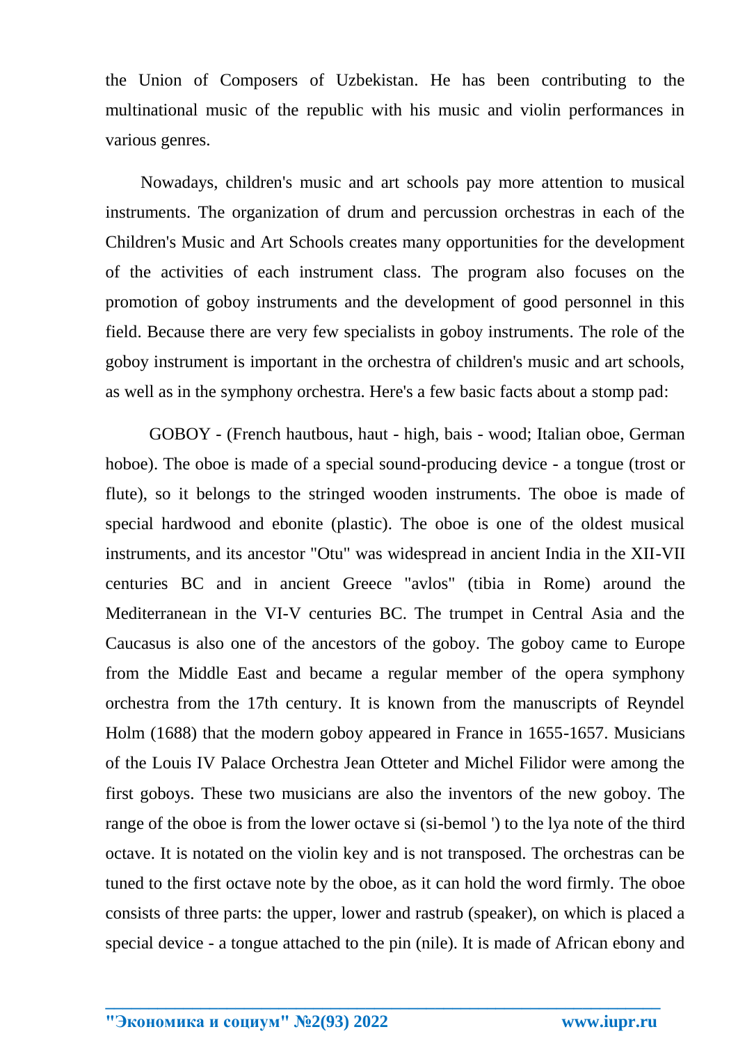the Union of Composers of Uzbekistan. He has been contributing to the multinational music of the republic with his music and violin performances in various genres.

Nowadays, children's music and art schools pay more attention to musical instruments. The organization of drum and percussion orchestras in each of the Children's Music and Art Schools creates many opportunities for the development of the activities of each instrument class. The program also focuses on the promotion of goboy instruments and the development of good personnel in this field. Because there are very few specialists in goboy instruments. The role of the goboy instrument is important in the orchestra of children's music and art schools, as well as in the symphony orchestra. Here's a few basic facts about a stomp pad:

GOBOY - (French hautbous, haut - high, bais - wood; Italian oboe, German hoboe). The oboe is made of a special sound-producing device - a tongue (trost or flute), so it belongs to the stringed wooden instruments. The oboe is made of special hardwood and ebonite (plastic). The oboe is one of the oldest musical instruments, and its ancestor "Otu" was widespread in ancient India in the XII-VII centuries BC and in ancient Greece "avlos" (tibia in Rome) around the Mediterranean in the VI-V centuries BC. The trumpet in Central Asia and the Caucasus is also one of the ancestors of the goboy. The goboy came to Europe from the Middle East and became a regular member of the opera symphony orchestra from the 17th century. It is known from the manuscripts of Reyndel Holm (1688) that the modern goboy appeared in France in 1655-1657. Musicians of the Louis IV Palace Orchestra Jean Otteter and Michel Filidor were among the first goboys. These two musicians are also the inventors of the new goboy. The range of the oboe is from the lower octave si (si-bemol ') to the lya note of the third octave. It is notated on the violin key and is not transposed. The orchestras can be tuned to the first octave note by the oboe, as it can hold the word firmly. The oboe consists of three parts: the upper, lower and rastrub (speaker), on which is placed a special device - a tongue attached to the pin (nile). It is made of African ebony and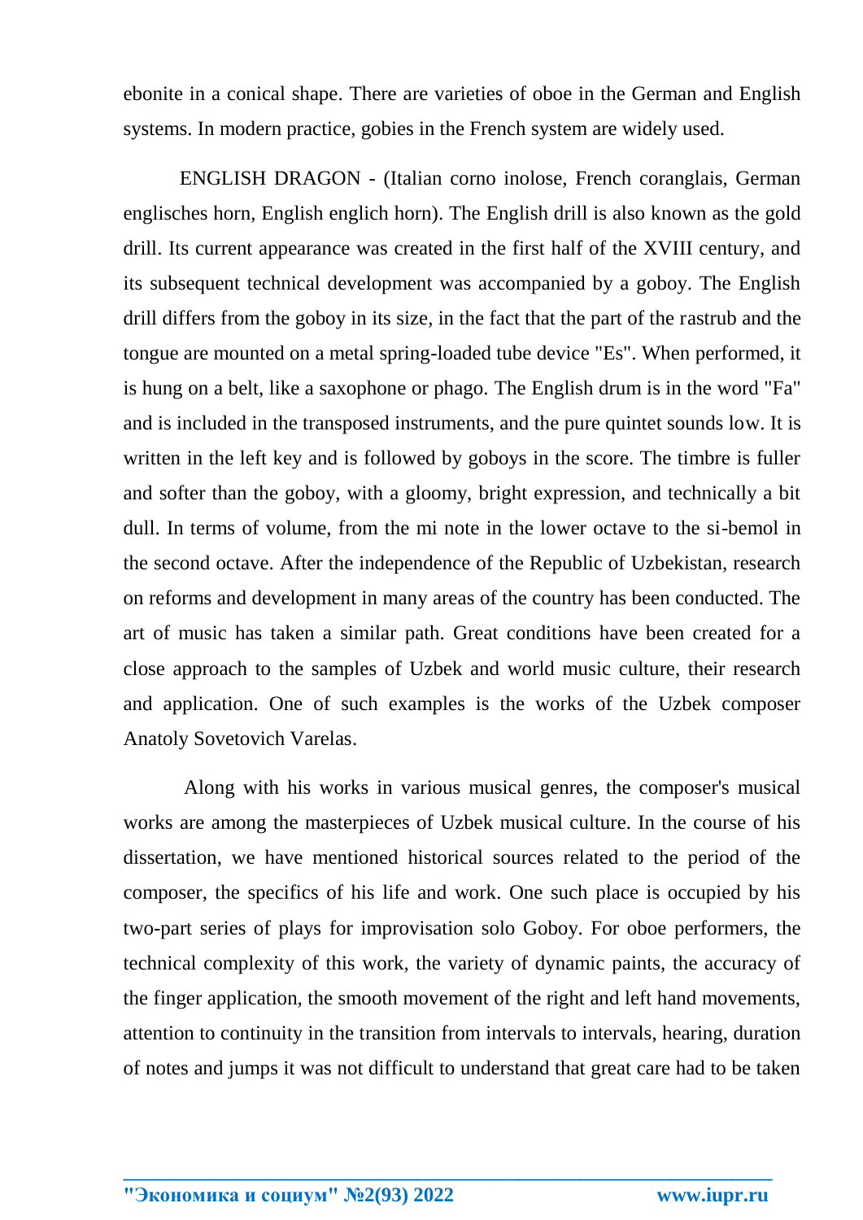ebonite in a conical shape. There are varieties of oboe in the German and English systems. In modern practice, gobies in the French system are widely used.

ENGLISH DRAGON - (Italian corno inolose, French coranglais, German englisches horn, English englich horn). The English drill is also known as the gold drill. Its current appearance was created in the first half of the XVIII century, and its subsequent technical development was accompanied by a goboy. The English drill differs from the goboy in its size, in the fact that the part of the rastrub and the tongue are mounted on a metal spring-loaded tube device "Es". When performed, it is hung on a belt, like a saxophone or phago. The English drum is in the word "Fa" and is included in the transposed instruments, and the pure quintet sounds low. It is written in the left key and is followed by goboys in the score. The timbre is fuller and softer than the goboy, with a gloomy, bright expression, and technically a bit dull. In terms of volume, from the mi note in the lower octave to the si-bemol in the second octave. After the independence of the Republic of Uzbekistan, research on reforms and development in many areas of the country has been conducted. The art of music has taken a similar path. Great conditions have been created for a close approach to the samples of Uzbek and world music culture, their research and application. One of such examples is the works of the Uzbek composer Anatoly Sovetovich Varelas.

Along with his works in various musical genres, the composer's musical works are among the masterpieces of Uzbek musical culture. In the course of his dissertation, we have mentioned historical sources related to the period of the composer, the specifics of his life and work. One such place is occupied by his two-part series of plays for improvisation solo Goboy. For oboe performers, the technical complexity of this work, the variety of dynamic paints, the accuracy of the finger application, the smooth movement of the right and left hand movements, attention to continuity in the transition from intervals to intervals, hearing, duration of notes and jumps it was not difficult to understand that great care had to be taken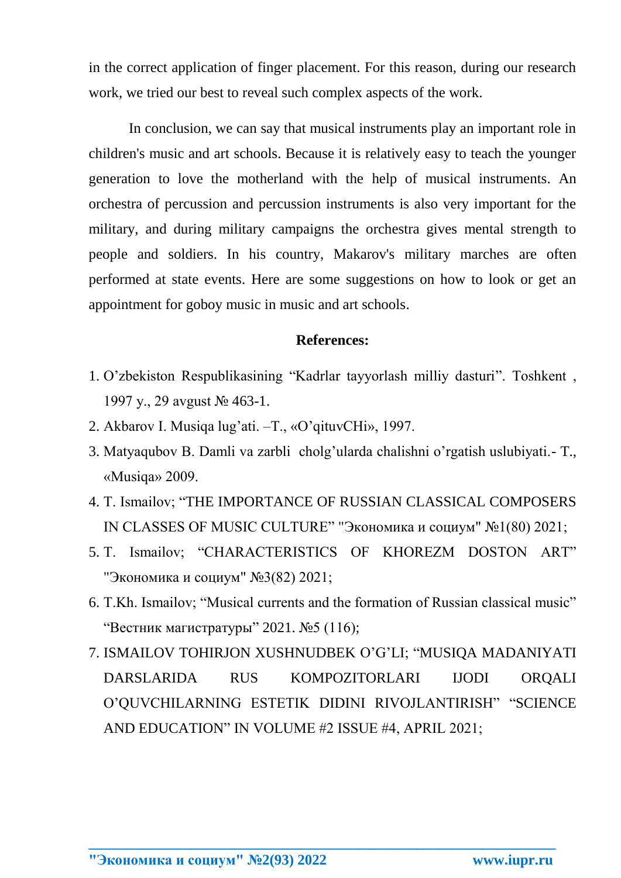in the correct application of finger placement. For this reason, during our research work, we tried our best to reveal such complex aspects of the work.

In conclusion, we can say that musical instruments play an important role in children's music and art schools. Because it is relatively easy to teach the younger generation to love the motherland with the help of musical instruments. An orchestra of percussion and percussion instruments is also very important for the military, and during military campaigns the orchestra gives mental strength to people and soldiers. In his country, Makarov's military marches are often performed at state events. Here are some suggestions on how to look or get an appointment for goboy music in music and art schools.

## References:

1. O'zbekiston Respublikasining "Kadrlar tayyorlash milliy dasturi". Toshkent , 1997 y., 29 avgust № 463-1.
2. Akbarov I. Musiqa lug'ati. –T., «O'qituvCHi», 1997.
3. Matyaqubov B. Damli va zarbli cholg'ularda chalishni o'rgatish uslubiyati.- T., «Musiqa» 2009.
4. T. Ismailov; "THE IMPORTANCE OF RUSSIAN CLASSICAL COMPOSERS IN CLASSES OF MUSIC CULTURE" "Экономика и социум" №1(80) 2021;
5. T. Ismailov; "CHARACTERISTICS OF KHOREZM DOSTON ART" "Экономика и социум" №3(82) 2021;
6. T.Kh. Ismailov; "Musical currents and the formation of Russian classical music" "Вестник магистратуры" 2021. №5 (116);
7. ISMAILOV TOHIRJON XUSHNUDBEK O'G'LI; "MUSIQA MADANIYATI DARSLARIDA RUS KOMPOZITORLARI IJODI ORQALI O'QUVCHILARNING ESTETIK DIDINI RIVOJLANTIRISH" "SCIENCE AND EDUCATION" IN VOLUME #2 ISSUE #4, APRIL 2021;